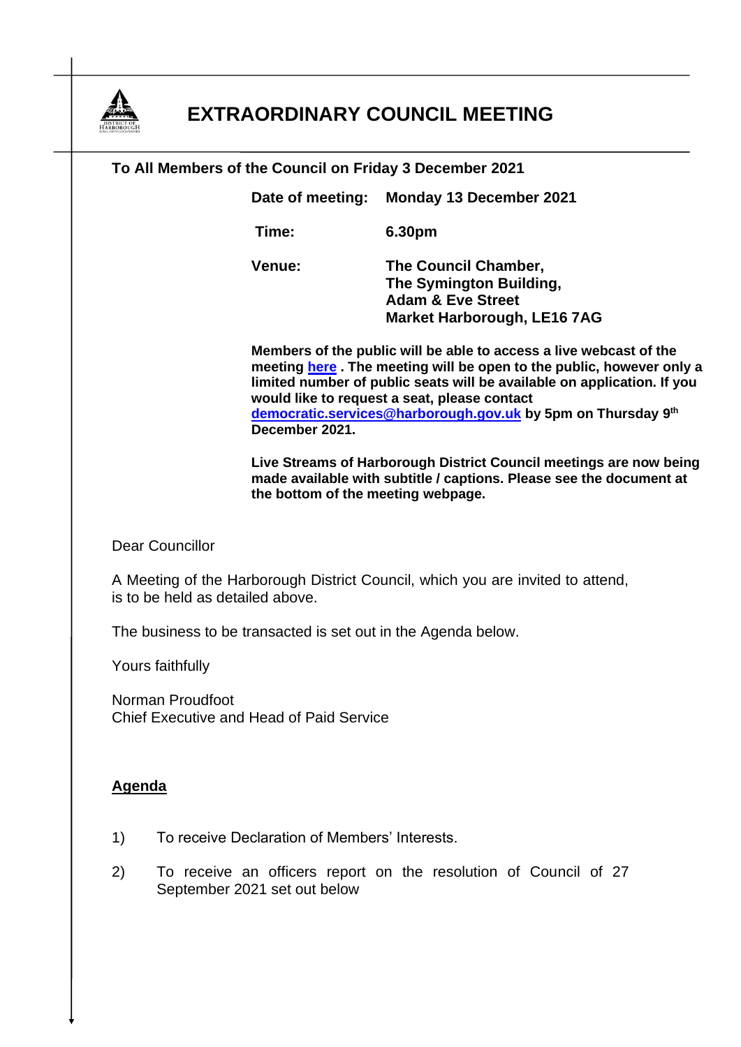# EXTRAORDINARY COUNCIL MEETING

**To All Members of the Council on Friday 3 December 2021**

| | |
|---|---|
| **Date of meeting:** | **Monday 13 December 2021** |
| **Time:** | **6.30pm** |
| **Venue:** | **The Council Chamber, The Symington Building, Adam & Eve Street Market Harborough, LE16 7AG** |

**Members of the public will be able to access a live webcast of the meeting [here](here) . The meeting will be open to the public, however only a limited number of public seats will be available on application. If you would like to request a seat, please contact [democratic.services@harborough.gov.uk](mailto:democratic.services@harborough.gov.uk) by 5pm on Thursday 9th December 2021.**

**Live Streams of Harborough District Council meetings are now being made available with subtitle / captions. Please see the document at the bottom of the meeting webpage.**

Dear Councillor

A Meeting of the Harborough District Council, which you are invited to attend, is to be held as detailed above.

The business to be transacted is set out in the Agenda below.

Yours faithfully

Norman Proudfoot
Chief Executive and Head of Paid Service

## Agenda

1) To receive Declaration of Members' Interests.

2) To receive an officers report on the resolution of Council of 27 September 2021 set out below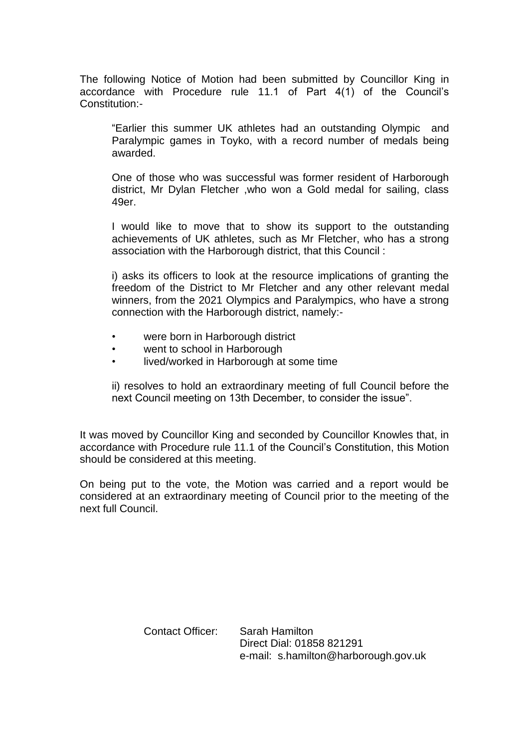The following Notice of Motion had been submitted by Councillor King in accordance with Procedure rule 11.1 of Part 4(1) of the Council's Constitution:-

> "Earlier this summer UK athletes had an outstanding Olympic and Paralympic games in Toyko, with a record number of medals being awarded.
>
> One of those who was successful was former resident of Harborough district, Mr Dylan Fletcher ,who won a Gold medal for sailing, class 49er.
>
> I would like to move that to show its support to the outstanding achievements of UK athletes, such as Mr Fletcher, who has a strong association with the Harborough district, that this Council :
>
> i) asks its officers to look at the resource implications of granting the freedom of the District to Mr Fletcher and any other relevant medal winners, from the 2021 Olympics and Paralympics, who have a strong connection with the Harborough district, namely:-
>
> - were born in Harborough district
> - went to school in Harborough
> - lived/worked in Harborough at some time
>
> ii) resolves to hold an extraordinary meeting of full Council before the next Council meeting on 13th December, to consider the issue".

It was moved by Councillor King and seconded by Councillor Knowles that, in accordance with Procedure rule 11.1 of the Council's Constitution, this Motion should be considered at this meeting.

On being put to the vote, the Motion was carried and a report would be considered at an extraordinary meeting of Council prior to the meeting of the next full Council.

Contact Officer: Sarah Hamilton
Direct Dial: 01858 821291
e-mail: s.hamilton@harborough.gov.uk